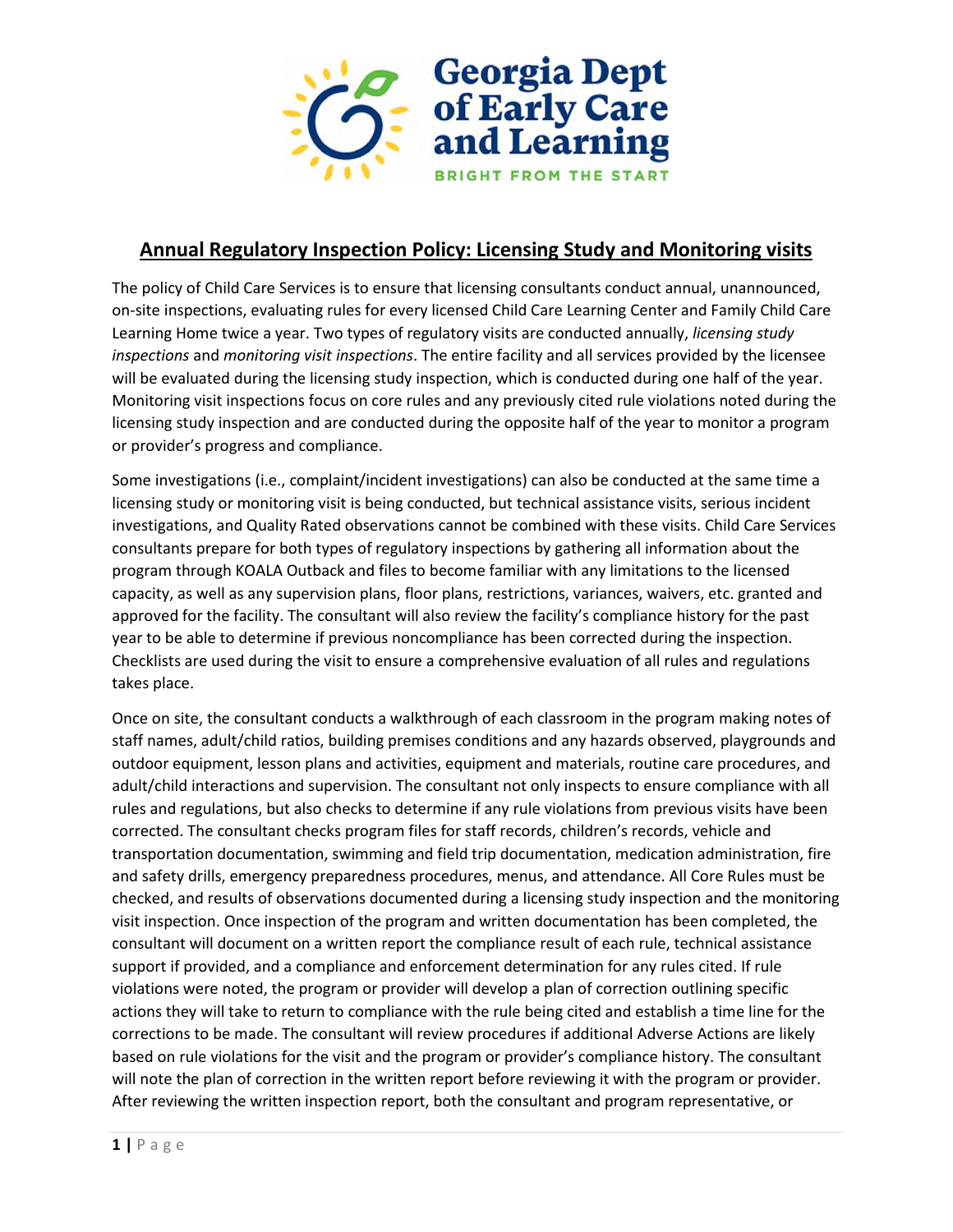# Annual Regulatory Inspection Policy: Licensing Study and Monitoring visits

The policy of Child Care Services is to ensure that licensing consultants conduct annual, unannounced, on-site inspections, evaluating rules for every licensed Child Care Learning Center and Family Child Care Learning Home twice a year. Two types of regulatory visits are conducted annually, *licensing study inspections* and *monitoring visit inspections*. The entire facility and all services provided by the licensee will be evaluated during the licensing study inspection, which is conducted during one half of the year. Monitoring visit inspections focus on core rules and any previously cited rule violations noted during the licensing study inspection and are conducted during the opposite half of the year to monitor a program or provider's progress and compliance.

Some investigations (i.e., complaint/incident investigations) can also be conducted at the same time a licensing study or monitoring visit is being conducted, but technical assistance visits, serious incident investigations, and Quality Rated observations cannot be combined with these visits. Child Care Services consultants prepare for both types of regulatory inspections by gathering all information about the program through KOALA Outback and files to become familiar with any limitations to the licensed capacity, as well as any supervision plans, floor plans, restrictions, variances, waivers, etc. granted and approved for the facility. The consultant will also review the facility's compliance history for the past year to be able to determine if previous noncompliance has been corrected during the inspection. Checklists are used during the visit to ensure a comprehensive evaluation of all rules and regulations takes place.

Once on site, the consultant conducts a walkthrough of each classroom in the program making notes of staff names, adult/child ratios, building premises conditions and any hazards observed, playgrounds and outdoor equipment, lesson plans and activities, equipment and materials, routine care procedures, and adult/child interactions and supervision. The consultant not only inspects to ensure compliance with all rules and regulations, but also checks to determine if any rule violations from previous visits have been corrected. The consultant checks program files for staff records, children's records, vehicle and transportation documentation, swimming and field trip documentation, medication administration, fire and safety drills, emergency preparedness procedures, menus, and attendance. All Core Rules must be checked, and results of observations documented during a licensing study inspection and the monitoring visit inspection. Once inspection of the program and written documentation has been completed, the consultant will document on a written report the compliance result of each rule, technical assistance support if provided, and a compliance and enforcement determination for any rules cited. If rule violations were noted, the program or provider will develop a plan of correction outlining specific actions they will take to return to compliance with the rule being cited and establish a time line for the corrections to be made. The consultant will review procedures if additional Adverse Actions are likely based on rule violations for the visit and the program or provider's compliance history. The consultant will note the plan of correction in the written report before reviewing it with the program or provider. After reviewing the written inspection report, both the consultant and program representative, or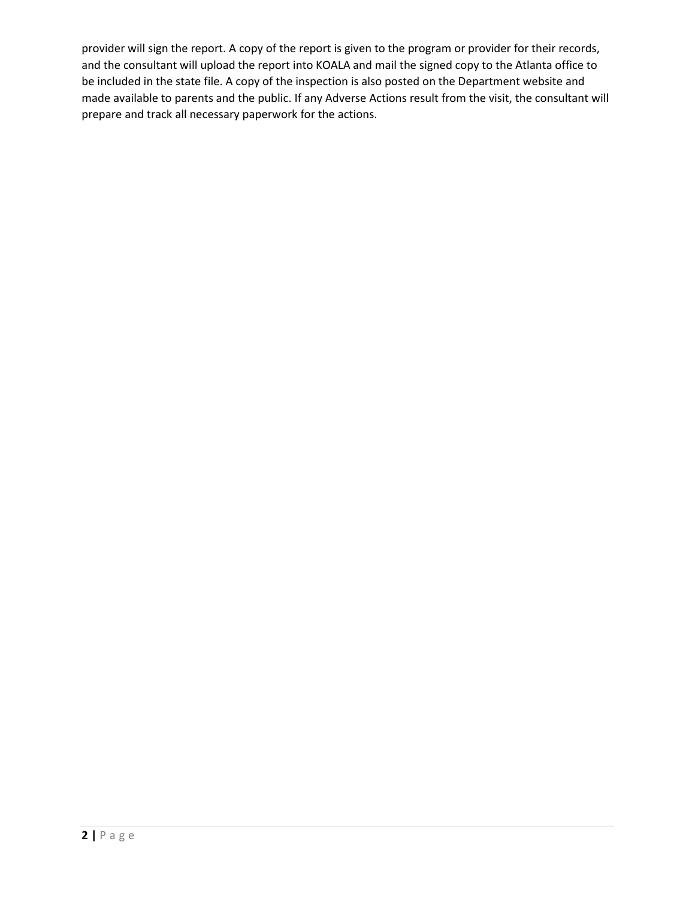provider will sign the report. A copy of the report is given to the program or provider for their records, and the consultant will upload the report into KOALA and mail the signed copy to the Atlanta office to be included in the state file. A copy of the inspection is also posted on the Department website and made available to parents and the public. If any Adverse Actions result from the visit, the consultant will prepare and track all necessary paperwork for the actions.